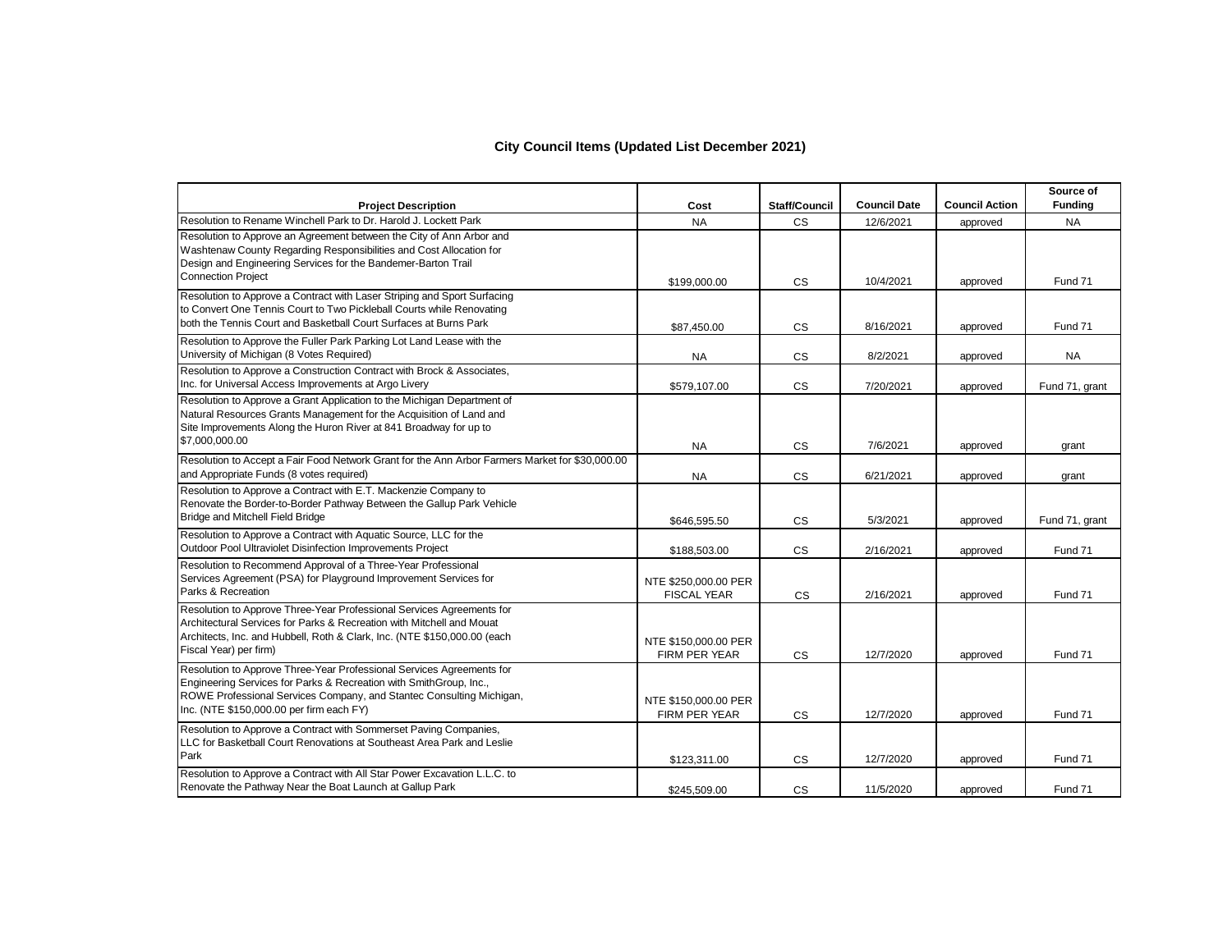## City Council Items (Updated List December 2021)

| Project Description | Cost | Staff/Council | Council Date | Council Action | Source of Funding |
|---|---|---|---|---|---|
| Resolution to Rename Winchell Park to Dr. Harold J. Lockett Park | NA | CS | 12/6/2021 | approved | NA |
| Resolution to Approve an Agreement between the City of Ann Arbor and Washtenaw County Regarding Responsibilities and Cost Allocation for Design and Engineering Services for the Bandemer-Barton Trail Connection Project | $199,000.00 | CS | 10/4/2021 | approved | Fund 71 |
| Resolution to Approve a Contract with Laser Striping and Sport Surfacing to Convert One Tennis Court to Two Pickleball Courts while Renovating both the Tennis Court and Basketball Court Surfaces at Burns Park | $87,450.00 | CS | 8/16/2021 | approved | Fund 71 |
| Resolution to Approve the Fuller Park Parking Lot Land Lease with the University of Michigan (8 Votes Required) | NA | CS | 8/2/2021 | approved | NA |
| Resolution to Approve a Construction Contract with Brock & Associates, Inc. for Universal Access Improvements at Argo Livery | $579,107.00 | CS | 7/20/2021 | approved | Fund 71, grant |
| Resolution to Approve a Grant Application to the Michigan Department of Natural Resources Grants Management for the Acquisition of Land and Site Improvements Along the Huron River at 841 Broadway for up to $7,000,000.00 | NA | CS | 7/6/2021 | approved | grant |
| Resolution to Accept a Fair Food Network Grant for the Ann Arbor Farmers Market for $30,000.00 and Appropriate Funds (8 votes required) | NA | CS | 6/21/2021 | approved | grant |
| Resolution to Approve a Contract with E.T. Mackenzie Company to Renovate the Border-to-Border Pathway Between the Gallup Park Vehicle Bridge and Mitchell Field Bridge | $646,595.50 | CS | 5/3/2021 | approved | Fund 71, grant |
| Resolution to Approve a Contract with Aquatic Source, LLC for the Outdoor Pool Ultraviolet Disinfection Improvements Project | $188,503.00 | CS | 2/16/2021 | approved | Fund 71 |
| Resolution to Recommend Approval of a Three-Year Professional Services Agreement (PSA) for Playground Improvement Services for Parks & Recreation | NTE $250,000.00 PER FISCAL YEAR | CS | 2/16/2021 | approved | Fund 71 |
| Resolution to Approve Three-Year Professional Services Agreements for Architectural Services for Parks & Recreation with Mitchell and Mouat Architects, Inc. and Hubbell, Roth & Clark, Inc. (NTE $150,000.00 (each Fiscal Year) per firm) | NTE $150,000.00 PER FIRM PER YEAR | CS | 12/7/2020 | approved | Fund 71 |
| Resolution to Approve Three-Year Professional Services Agreements for Engineering Services for Parks & Recreation with SmithGroup, Inc., ROWE Professional Services Company, and Stantec Consulting Michigan, Inc. (NTE $150,000.00 per firm each FY) | NTE $150,000.00 PER FIRM PER YEAR | CS | 12/7/2020 | approved | Fund 71 |
| Resolution to Approve a Contract with Sommerset Paving Companies, LLC for Basketball Court Renovations at Southeast Area Park and Leslie Park | $123,311.00 | CS | 12/7/2020 | approved | Fund 71 |
| Resolution to Approve a Contract with All Star Power Excavation L.L.C. to Renovate the Pathway Near the Boat Launch at Gallup Park | $245,509.00 | CS | 11/5/2020 | approved | Fund 71 |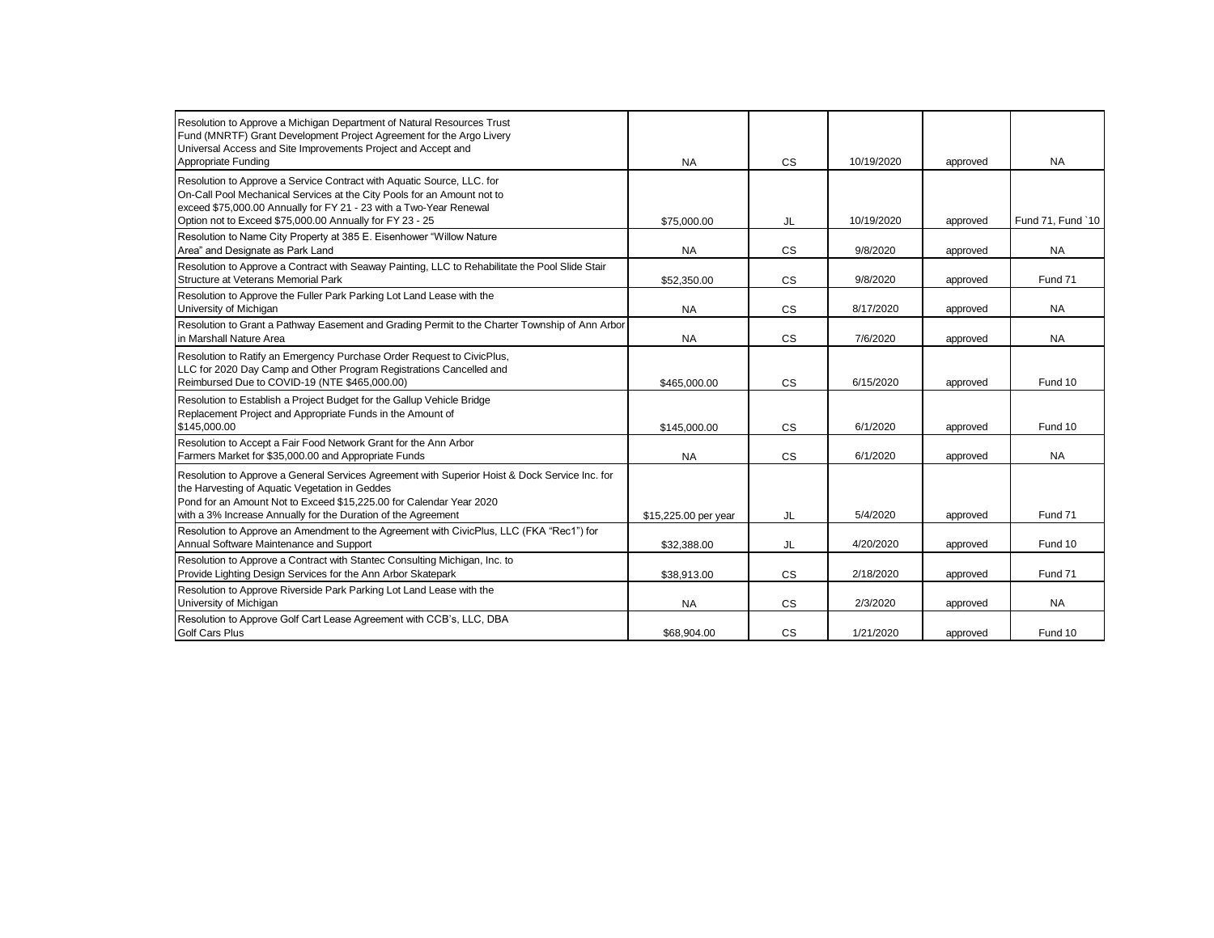| | | | | | |
|---|---|---|---|---|---|
| Resolution to Approve a Michigan Department of Natural Resources Trust Fund (MNRTF) Grant Development Project Agreement for the Argo Livery Universal Access and Site Improvements Project and Accept and Appropriate Funding | NA | CS | 10/19/2020 | approved | NA |
| Resolution to Approve a Service Contract with Aquatic Source, LLC. for On-Call Pool Mechanical Services at the City Pools for an Amount not to exceed $75,000.00 Annually for FY 21 - 23 with a Two-Year Renewal Option not to Exceed $75,000.00 Annually for FY 23 - 25 | $75,000.00 | JL | 10/19/2020 | approved | Fund 71, Fund `10 |
| Resolution to Name City Property at 385 E. Eisenhower "Willow Nature Area" and Designate as Park Land | NA | CS | 9/8/2020 | approved | NA |
| Resolution to Approve a Contract with Seaway Painting, LLC to Rehabilitate the Pool Slide Stair Structure at Veterans Memorial Park | $52,350.00 | CS | 9/8/2020 | approved | Fund 71 |
| Resolution to Approve the Fuller Park Parking Lot Land Lease with the University of Michigan | NA | CS | 8/17/2020 | approved | NA |
| Resolution to Grant a Pathway Easement and Grading Permit to the Charter Township of Ann Arbor in Marshall Nature Area | NA | CS | 7/6/2020 | approved | NA |
| Resolution to Ratify an Emergency Purchase Order Request to CivicPlus, LLC for 2020 Day Camp and Other Program Registrations Cancelled and Reimbursed Due to COVID-19 (NTE $465,000.00) | $465,000.00 | CS | 6/15/2020 | approved | Fund 10 |
| Resolution to Establish a Project Budget for the Gallup Vehicle Bridge Replacement Project and Appropriate Funds in the Amount of $145,000.00 | $145,000.00 | CS | 6/1/2020 | approved | Fund 10 |
| Resolution to Accept a Fair Food Network Grant for the Ann Arbor Farmers Market for $35,000.00 and Appropriate Funds | NA | CS | 6/1/2020 | approved | NA |
| Resolution to Approve a General Services Agreement with Superior Hoist & Dock Service Inc. for the Harvesting of Aquatic Vegetation in Geddes Pond for an Amount Not to Exceed $15,225.00 for Calendar Year 2020 with a 3% Increase Annually for the Duration of the Agreement | $15,225.00 per year | JL | 5/4/2020 | approved | Fund 71 |
| Resolution to Approve an Amendment to the Agreement with CivicPlus, LLC (FKA "Rec1") for Annual Software Maintenance and Support | $32,388.00 | JL | 4/20/2020 | approved | Fund 10 |
| Resolution to Approve a Contract with Stantec Consulting Michigan, Inc. to Provide Lighting Design Services for the Ann Arbor Skatepark | $38,913.00 | CS | 2/18/2020 | approved | Fund 71 |
| Resolution to Approve Riverside Park Parking Lot Land Lease with the University of Michigan | NA | CS | 2/3/2020 | approved | NA |
| Resolution to Approve Golf Cart Lease Agreement with CCB's, LLC, DBA Golf Cars Plus | $68,904.00 | CS | 1/21/2020 | approved | Fund 10 |